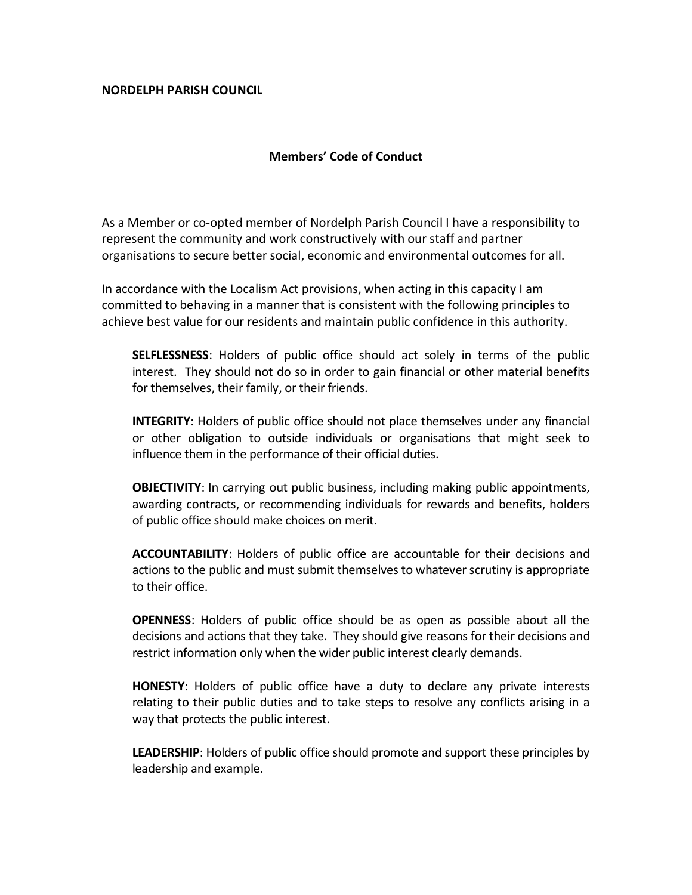**NORDELPH PARISH COUNCIL**

## Members' Code of Conduct

As a Member or co-opted member of Nordelph Parish Council I have a responsibility to represent the community and work constructively with our staff and partner organisations to secure better social, economic and environmental outcomes for all.

In accordance with the Localism Act provisions, when acting in this capacity I am committed to behaving in a manner that is consistent with the following principles to achieve best value for our residents and maintain public confidence in this authority.

> **SELFLESSNESS**: Holders of public office should act solely in terms of the public interest. They should not do so in order to gain financial or other material benefits for themselves, their family, or their friends.
>
> **INTEGRITY**: Holders of public office should not place themselves under any financial or other obligation to outside individuals or organisations that might seek to influence them in the performance of their official duties.
>
> **OBJECTIVITY**: In carrying out public business, including making public appointments, awarding contracts, or recommending individuals for rewards and benefits, holders of public office should make choices on merit.
>
> **ACCOUNTABILITY**: Holders of public office are accountable for their decisions and actions to the public and must submit themselves to whatever scrutiny is appropriate to their office.
>
> **OPENNESS**: Holders of public office should be as open as possible about all the decisions and actions that they take. They should give reasons for their decisions and restrict information only when the wider public interest clearly demands.
>
> **HONESTY**: Holders of public office have a duty to declare any private interests relating to their public duties and to take steps to resolve any conflicts arising in a way that protects the public interest.
>
> **LEADERSHIP**: Holders of public office should promote and support these principles by leadership and example.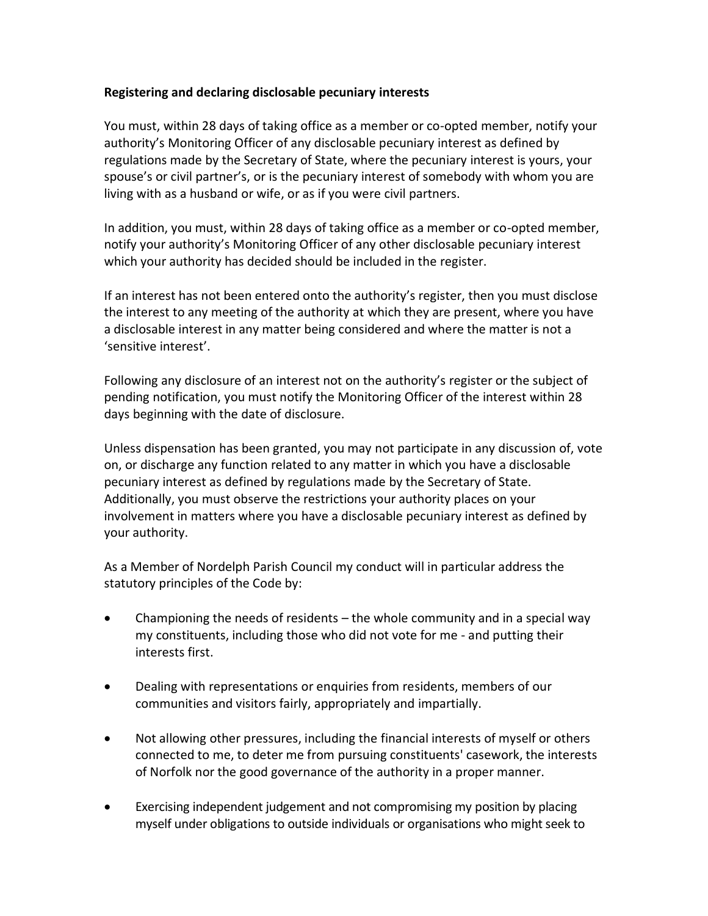**Registering and declaring disclosable pecuniary interests**

You must, within 28 days of taking office as a member or co-opted member, notify your authority's Monitoring Officer of any disclosable pecuniary interest as defined by regulations made by the Secretary of State, where the pecuniary interest is yours, your spouse's or civil partner's, or is the pecuniary interest of somebody with whom you are living with as a husband or wife, or as if you were civil partners.

In addition, you must, within 28 days of taking office as a member or co-opted member, notify your authority's Monitoring Officer of any other disclosable pecuniary interest which your authority has decided should be included in the register.

If an interest has not been entered onto the authority's register, then you must disclose the interest to any meeting of the authority at which they are present, where you have a disclosable interest in any matter being considered and where the matter is not a 'sensitive interest'.

Following any disclosure of an interest not on the authority's register or the subject of pending notification, you must notify the Monitoring Officer of the interest within 28 days beginning with the date of disclosure.

Unless dispensation has been granted, you may not participate in any discussion of, vote on, or discharge any function related to any matter in which you have a disclosable pecuniary interest as defined by regulations made by the Secretary of State. Additionally, you must observe the restrictions your authority places on your involvement in matters where you have a disclosable pecuniary interest as defined by your authority.

As a Member of Nordelph Parish Council my conduct will in particular address the statutory principles of the Code by:

- Championing the needs of residents – the whole community and in a special way my constituents, including those who did not vote for me - and putting their interests first.

- Dealing with representations or enquiries from residents, members of our communities and visitors fairly, appropriately and impartially.

- Not allowing other pressures, including the financial interests of myself or others connected to me, to deter me from pursuing constituents' casework, the interests of Norfolk nor the good governance of the authority in a proper manner.

- Exercising independent judgement and not compromising my position by placing myself under obligations to outside individuals or organisations who might seek to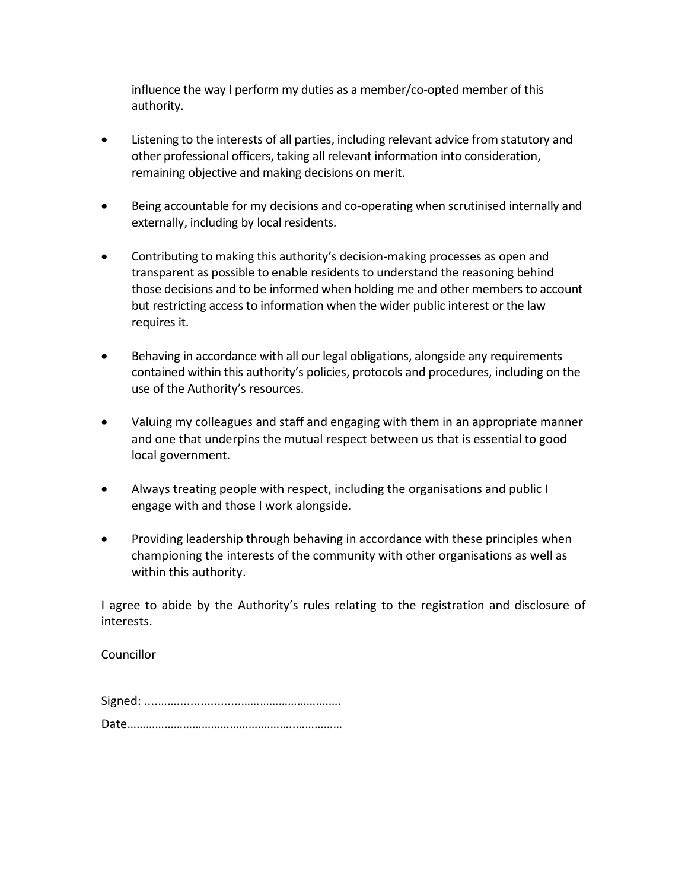influence the way I perform my duties as a member/co-opted member of this authority.

- Listening to the interests of all parties, including relevant advice from statutory and other professional officers, taking all relevant information into consideration, remaining objective and making decisions on merit.

- Being accountable for my decisions and co-operating when scrutinised internally and externally, including by local residents.

- Contributing to making this authority's decision-making processes as open and transparent as possible to enable residents to understand the reasoning behind those decisions and to be informed when holding me and other members to account but restricting access to information when the wider public interest or the law requires it.

- Behaving in accordance with all our legal obligations, alongside any requirements contained within this authority's policies, protocols and procedures, including on the use of the Authority's resources.

- Valuing my colleagues and staff and engaging with them in an appropriate manner and one that underpins the mutual respect between us that is essential to good local government.

- Always treating people with respect, including the organisations and public I engage with and those I work alongside.

- Providing leadership through behaving in accordance with these principles when championing the interests of the community with other organisations as well as within this authority.

I agree to abide by the Authority's rules relating to the registration and disclosure of interests.

Councillor

Signed: ..........................................................................

Date..............................................................................